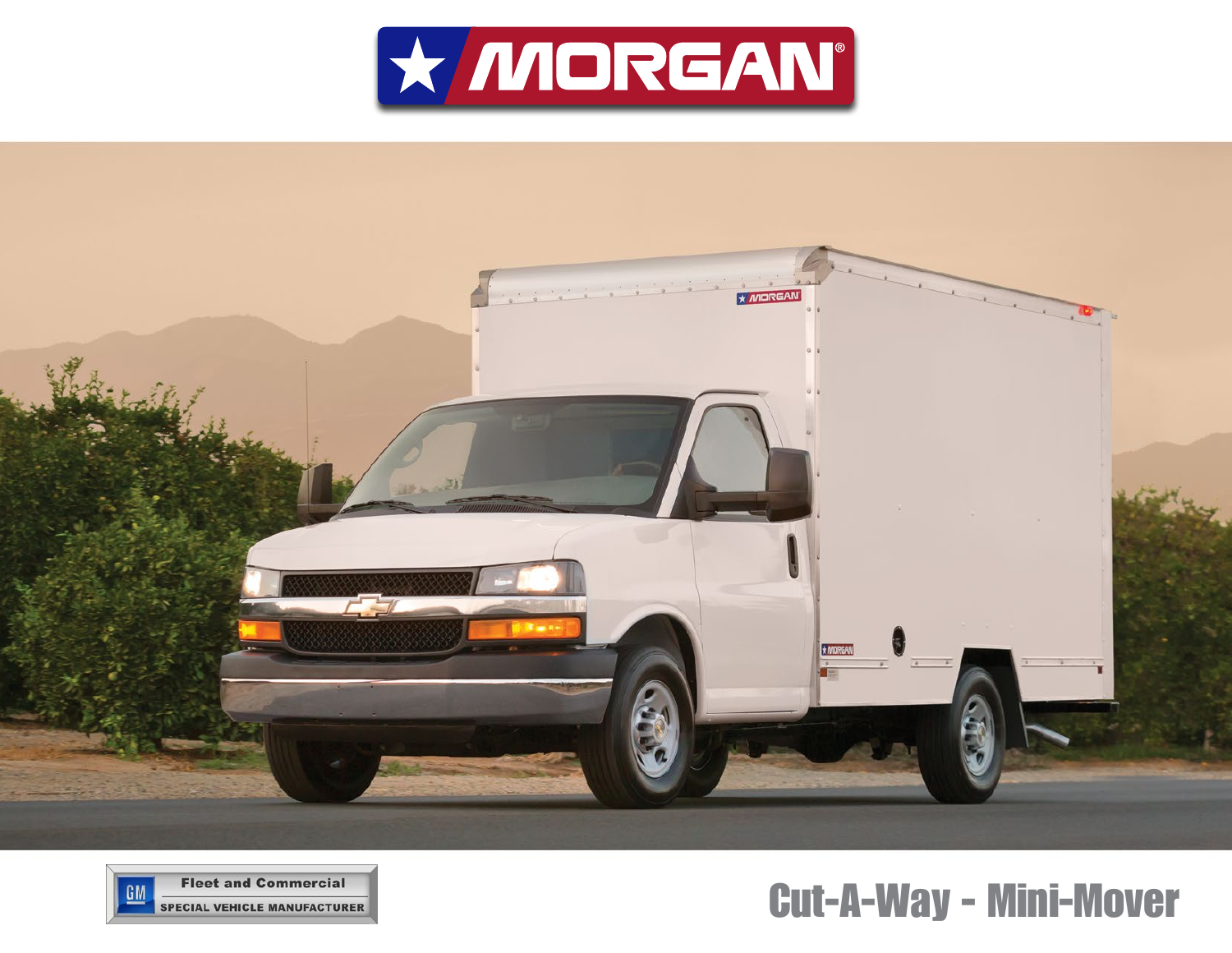# MORGAN

Fleet and Commercial

SPECIAL VEHICLE MANUFACTURER

## Cut-A-Way - Mini-Mover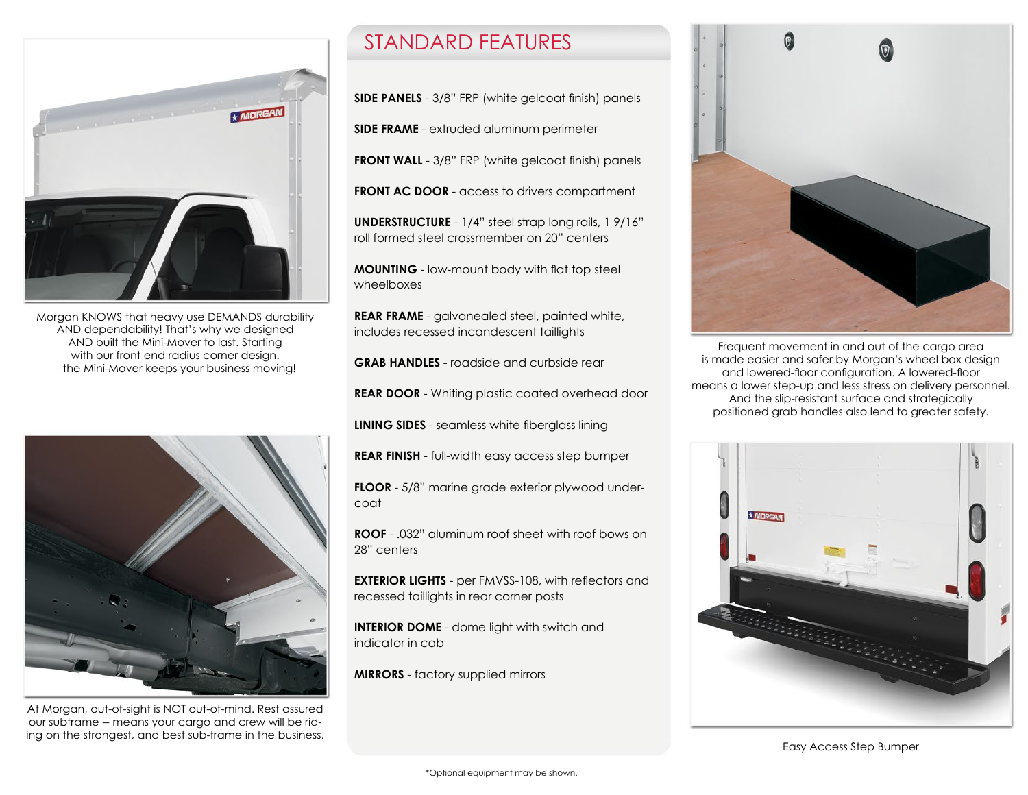Morgan KNOWS that heavy use DEMANDS durability AND dependability! That's why we designed AND built the Mini-Mover to last. Starting with our front end radius corner design. – the Mini-Mover keeps your business moving!

At Morgan, out-of-sight is NOT out-of-mind. Rest assured our subframe -- means your cargo and crew will be riding on the strongest, and best sub-frame in the business.

## STANDARD FEATURES

**SIDE PANELS** - 3/8" FRP (white gelcoat finish) panels

**SIDE FRAME** - extruded aluminum perimeter

**FRONT WALL** - 3/8" FRP (white gelcoat finish) panels

**FRONT AC DOOR** - access to drivers compartment

**UNDERSTRUCTURE** - 1/4" steel strap long rails, 1 9/16" roll formed steel crossmember on 20" centers

**MOUNTING** - low-mount body with flat top steel wheelboxes

**REAR FRAME** - galvanealed steel, painted white, includes recessed incandescent taillights

**GRAB HANDLES** - roadside and curbside rear

**REAR DOOR** - Whiting plastic coated overhead door

**LINING SIDES** - seamless white fiberglass lining

**REAR FINISH** - full-width easy access step bumper

**FLOOR** - 5/8" marine grade exterior plywood undercoat

**ROOF** - .032" aluminum roof sheet with roof bows on 28" centers

**EXTERIOR LIGHTS** - per FMVSS-108, with reflectors and recessed taillights in rear corner posts

**INTERIOR DOME** - dome light with switch and indicator in cab

**MIRRORS** - factory supplied mirrors

Frequent movement in and out of the cargo area is made easier and safer by Morgan's wheel box design and lowered-floor configuration. A lowered-floor means a lower step-up and less stress on delivery personnel. And the slip-resistant surface and strategically positioned grab handles also lend to greater safety.

Easy Access Step Bumper

*Optional equipment may be shown.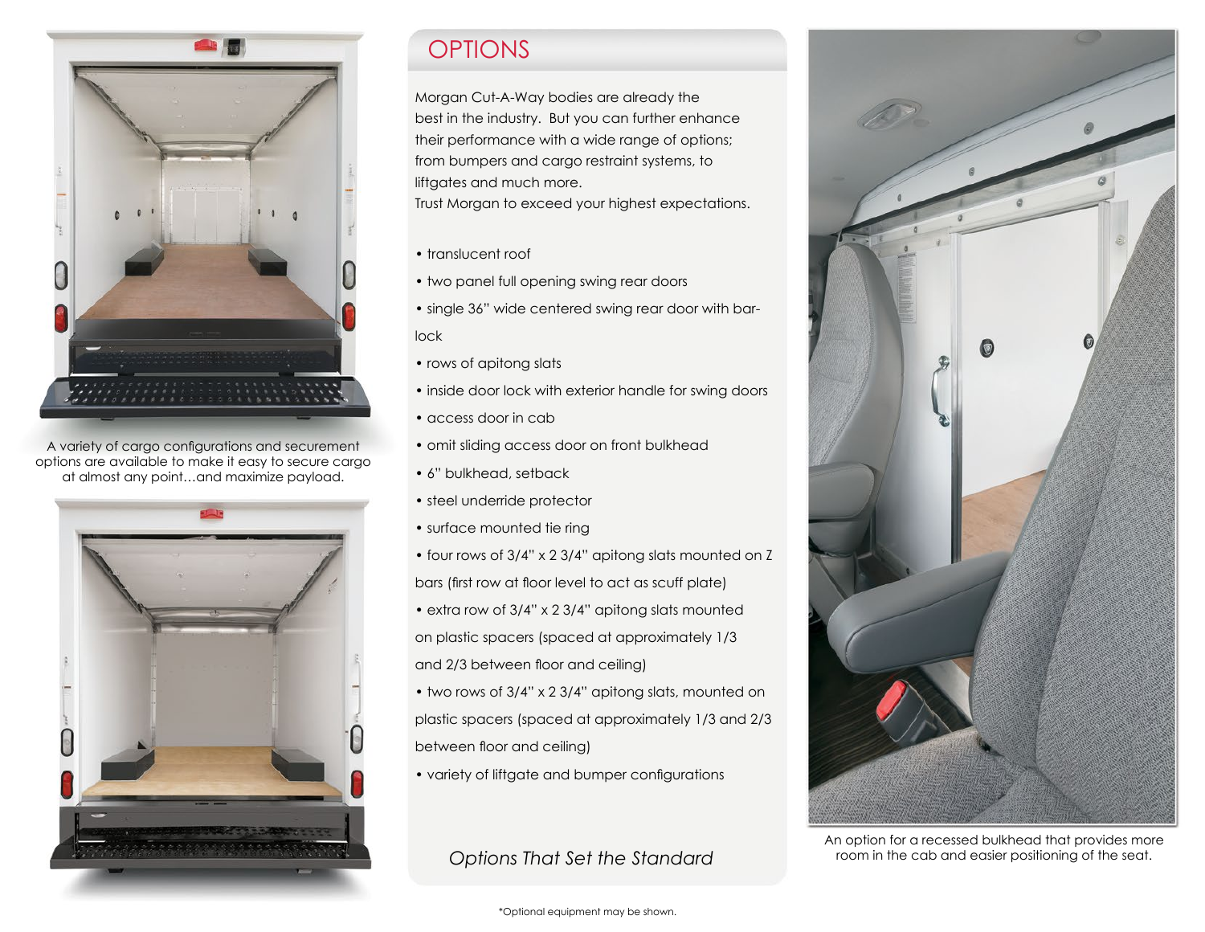A variety of cargo configurations and securement options are available to make it easy to secure cargo at almost any point…and maximize payload.

# OPTIONS

Morgan Cut-A-Way bodies are already the best in the industry. But you can further enhance their performance with a wide range of options; from bumpers and cargo restraint systems, to liftgates and much more.
Trust Morgan to exceed your highest expectations.

- translucent roof
- two panel full opening swing rear doors
- single 36" wide centered swing rear door with bar-lock
- rows of apitong slats
- inside door lock with exterior handle for swing doors
- access door in cab
- omit sliding access door on front bulkhead
- 6" bulkhead, setback
- steel underride protector
- surface mounted tie ring
- four rows of 3/4" x 2 3/4" apitong slats mounted on Z bars (first row at floor level to act as scuff plate)
- extra row of 3/4" x 2 3/4" apitong slats mounted on plastic spacers (spaced at approximately 1/3 and 2/3 between floor and ceiling)
- two rows of 3/4" x 2 3/4" apitong slats, mounted on plastic spacers (spaced at approximately 1/3 and 2/3 between floor and ceiling)
- variety of liftgate and bumper configurations

*Options That Set the Standard*

An option for a recessed bulkhead that provides more room in the cab and easier positioning of the seat.

*Optional equipment may be shown.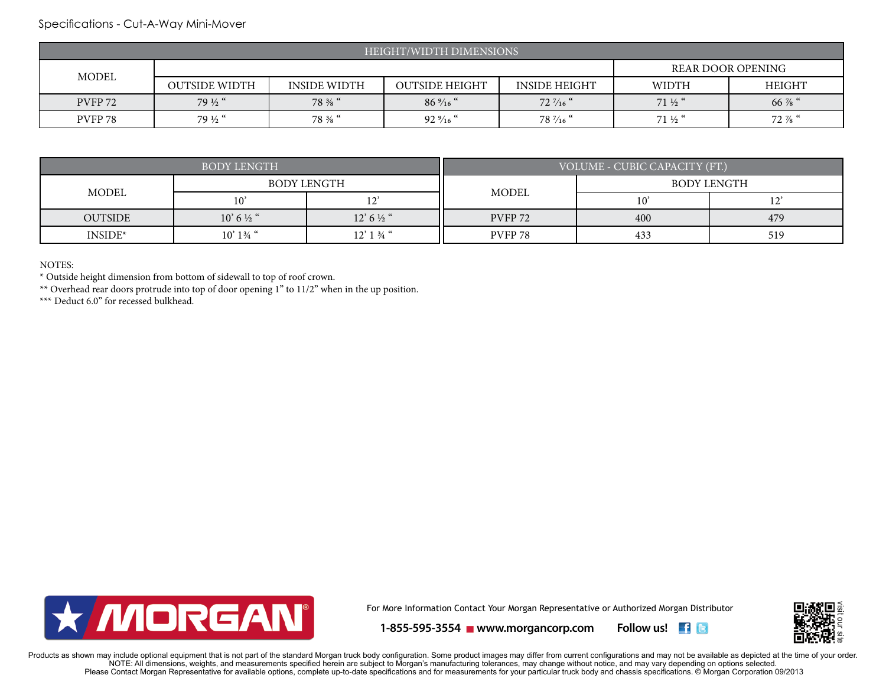Specifications - Cut-A-Way Mini-Mover

| HEIGHT/WIDTH DIMENSIONS | | | | | | |
|---|---|---|---|---|---|---|
| MODEL | | | | | REAR DOOR OPENING | |
| | OUTSIDE WIDTH | INSIDE WIDTH | OUTSIDE HEIGHT | INSIDE HEIGHT | WIDTH | HEIGHT |
| PVFP 72 | 79 ½ " | 78 ⅜ " | 86 9/16 " | 72 7/16 " | 71 ½ " | 66 ⅞ " |
| PVFP 78 | 79 ½ " | 78 ⅜ " | 92 9/16 " | 78 7/16 " | 71 ½ " | 72 ⅞ " |

| BODY LENGTH | | |
|---|---|---|
| MODEL | BODY LENGTH | |
| | 10' | 12' |
| OUTSIDE | 10' 6 ½ " | 12' 6 ½ " |
| INSIDE* | 10' 1¾ " | 12' 1 ¾ " |

| VOLUME - CUBIC CAPACITY (FT.) | | |
|---|---|---|
| MODEL | BODY LENGTH | |
| | 10' | 12' |
| PVFP 72 | 400 | 479 |
| PVFP 78 | 433 | 519 |

NOTES:

* Outside height dimension from bottom of sidewall to top of roof crown.

** Overhead rear doors protrude into top of door opening 1" to 11/2" when in the up position.

*** Deduct 6.0" for recessed bulkhead.

MORGAN®

For More Information Contact Your Morgan Representative or Authorized Morgan Distributor

1-855-595-3554 ■ www.morgancorp.com Follow us!

visit our site

Products as shown may include optional equipment that is not part of the standard Morgan truck body configuration. Some product images may differ from current configurations and may not be available as depicted at the time of your order.
NOTE: All dimensions, weights, and measurements specified herein are subject to Morgan's manufacturing tolerances, may change without notice, and may vary depending on options selected.
Please Contact Morgan Representative for available options, complete up-to-date specifications and for measurements for your particular truck body and chassis specifications. © Morgan Corporation 09/2013